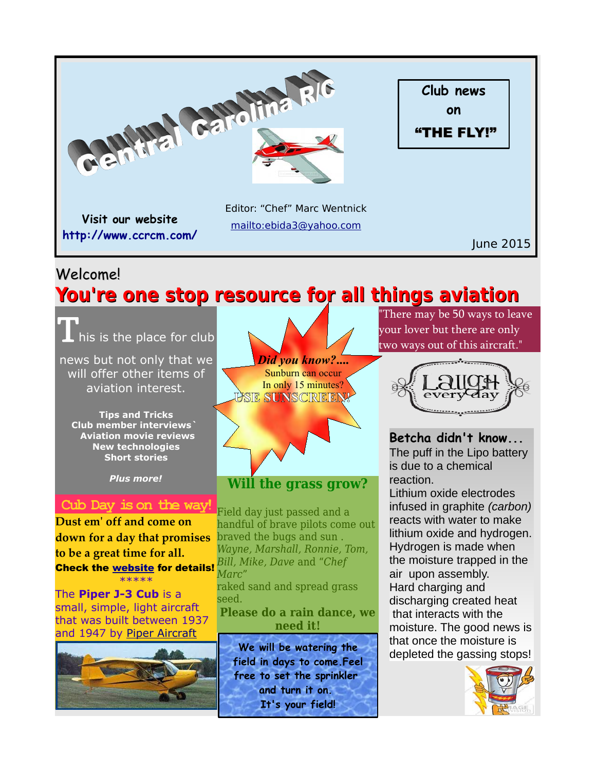# Central Carolina R/C

**Club news on "THE FLY!"**

Visit our website
http://www.ccrcm.com/

Editor: "Chef" Marc Wentnick
mailto:ebida3@yahoo.com

June 2015

Welcome!

## You're one stop resource for all things aviation

This is the place for club news but not only that we will offer other items of aviation interest.

**Tips and Tricks**
**Club member interviews`**
**Aviation movie reviews**
**New technologies**
**Short stories**

***Plus more!***

### Cub Day is on the way!

**Dust em' off and come on down for a day that promises to be a great time for all.**

**Check the website for details!**

\*\*\*\*\*

The **Piper J-3 Cub** is a small, simple, light aircraft that was built between 1937 and 1947 by Piper Aircraft

***Did you know?....***
Sunburn can occur
In only 15 minutes?
USE SUNSCREEN!

### Will the grass grow?

Field day just passed and a handful of brave pilots come out braved the bugs and sun . *Wayne, Marshall, Ronnie, Tom, Bill, Mike, Dave* and *"Chef Marc"* raked sand and spread grass seed.

**Please do a rain dance, we need it!**

We will be watering the field in days to come.Feel free to set the sprinkler and turn it on. It's your field!

"There may be 50 ways to leave your lover but there are only two ways out of this aircraft."

Laugh every day

### Betcha didn't know...

The puff in the Lipo battery is due to a chemical reaction.
Lithium oxide electrodes infused in graphite *(carbon)* reacts with water to make lithium oxide and hydrogen. Hydrogen is made when the moisture trapped in the air upon assembly.
Hard charging and discharging created heat that interacts with the moisture. The good news is that once the moisture is depleted the gassing stops!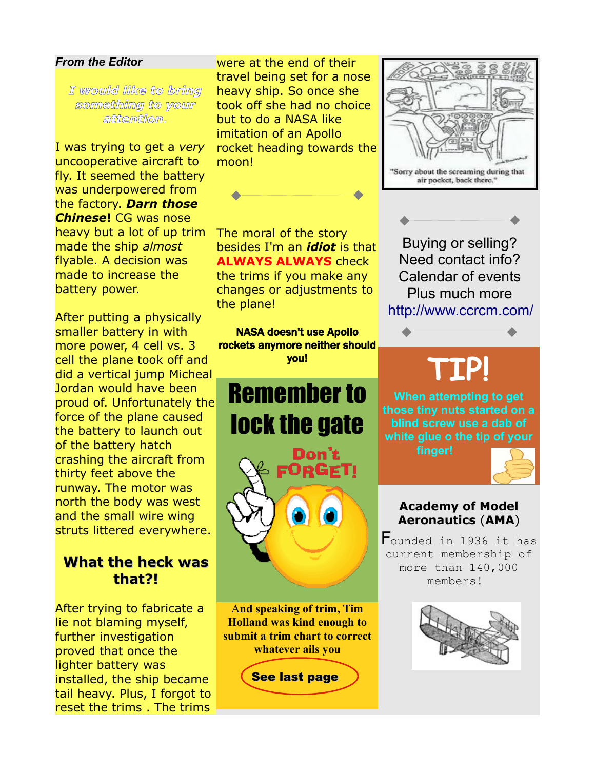## From the Editor

*I would like to bring something to your attention.*

I was trying to get a *very* uncooperative aircraft to fly. It seemed the battery was underpowered from the factory. ***Darn those Chinese*!** CG was nose heavy but a lot of up trim made the ship *almost* flyable. A decision was made to increase the battery power.

After putting a physically smaller battery in with more power, 4 cell vs. 3 cell the plane took off and did a vertical jump Micheal Jordan would have been proud of. Unfortunately the force of the plane caused the battery to launch out of the battery hatch crashing the aircraft from thirty feet above the runway. The motor was north the body was west and the small wire wing struts littered everywhere.

### What the heck was that?!

After trying to fabricate a lie not blaming myself, further investigation proved that once the lighter battery was installed, the ship became tail heavy. Plus, I forgot to reset the trims . The trims were at the end of their travel being set for a nose heavy ship. So once she took off she had no choice but to do a NASA like imitation of an Apollo rocket heading towards the moon!

The moral of the story besides I'm an ***idiot*** is that **ALWAYS ALWAYS** check the trims if you make any changes or adjustments to the plane!

**NASA doesn't use Apollo rockets anymore neither should you!**

# Remember to lock the gate

Don't FORGET!

**And speaking of trim, Tim Holland was kind enough to submit a trim chart to correct whatever ails you**

**See last page**

"Sorry about the screaming during that air pocket, back there."

Buying or selling?
Need contact info?
Calendar of events
Plus much more
http://www.ccrcm.com/

# TIP!

**When attempting to get those tiny nuts started on a blind screw use a dab of white glue o the tip of your finger!**

### Academy of Model Aeronautics (AMA)

Founded in 1936 it has current membership of more than 140,000 members!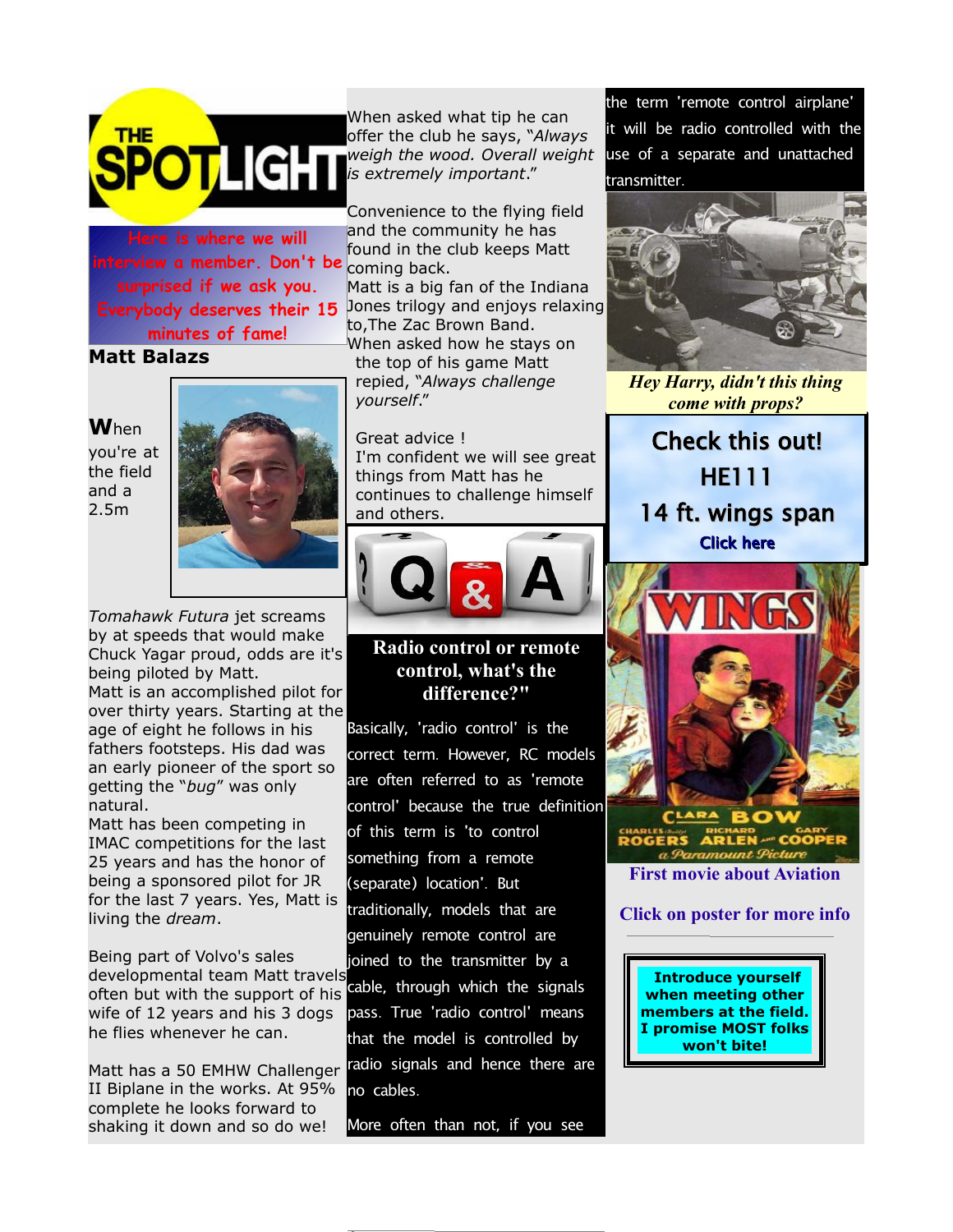# THE SPOTLIGHT

Here is where we will interview a member. Don't be surprised if we ask you. Everybody deserves their 15 minutes of fame!

**Matt Balazs**

**W**hen you're at the field and a 2.5m *Tomahawk Futura* jet screams by at speeds that would make Chuck Yagar proud, odds are it's being piloted by Matt.

Matt is an accomplished pilot for over thirty years. Starting at the age of eight he follows in his fathers footsteps. His dad was an early pioneer of the sport so getting the "*bug*" was only natural.

Matt has been competing in IMAC competitions for the last 25 years and has the honor of being a sponsored pilot for JR for the last 7 years. Yes, Matt is living the *dream*.

Being part of Volvo's sales developmental team Matt travels often but with the support of his wife of 12 years and his 3 dogs he flies whenever he can.

Matt has a 50 EMHW Challenger II Biplane in the works. At 95% complete he looks forward to shaking it down and so do we!

When asked what tip he can offer the club he says, "*Always weigh the wood. Overall weight is extremely important*."

Convenience to the flying field and the community he has found in the club keeps Matt coming back.

Matt is a big fan of the Indiana Jones trilogy and enjoys relaxing to,The Zac Brown Band.

When asked how he stays on the top of his game Matt repied, "*Always challenge yourself*."

Great advice !

I'm confident we will see great things from Matt has he continues to challenge himself and others.

## Radio control or remote control, what's the difference?"

Basically, 'radio control' is the correct term. However, RC models are often referred to as 'remote control' because the true definition of this term is 'to control something from a remote (separate) location'. But traditionally, models that are genuinely remote control are joined to the transmitter by a cable, through which the signals pass. True 'radio control' means that the model is controlled by radio signals and hence there are no cables.

More often than not, if you see the term 'remote control airplane' it will be radio controlled with the use of a separate and unattached transmitter.

*Hey Harry, didn't this thing come with props?*

**Check this out!**
**HE111**
**14 ft. wings span**
**Click here**

**First movie about Aviation**

**Click on poster for more info**

**Introduce yourself when meeting other members at the field. I promise MOST folks won't bite!**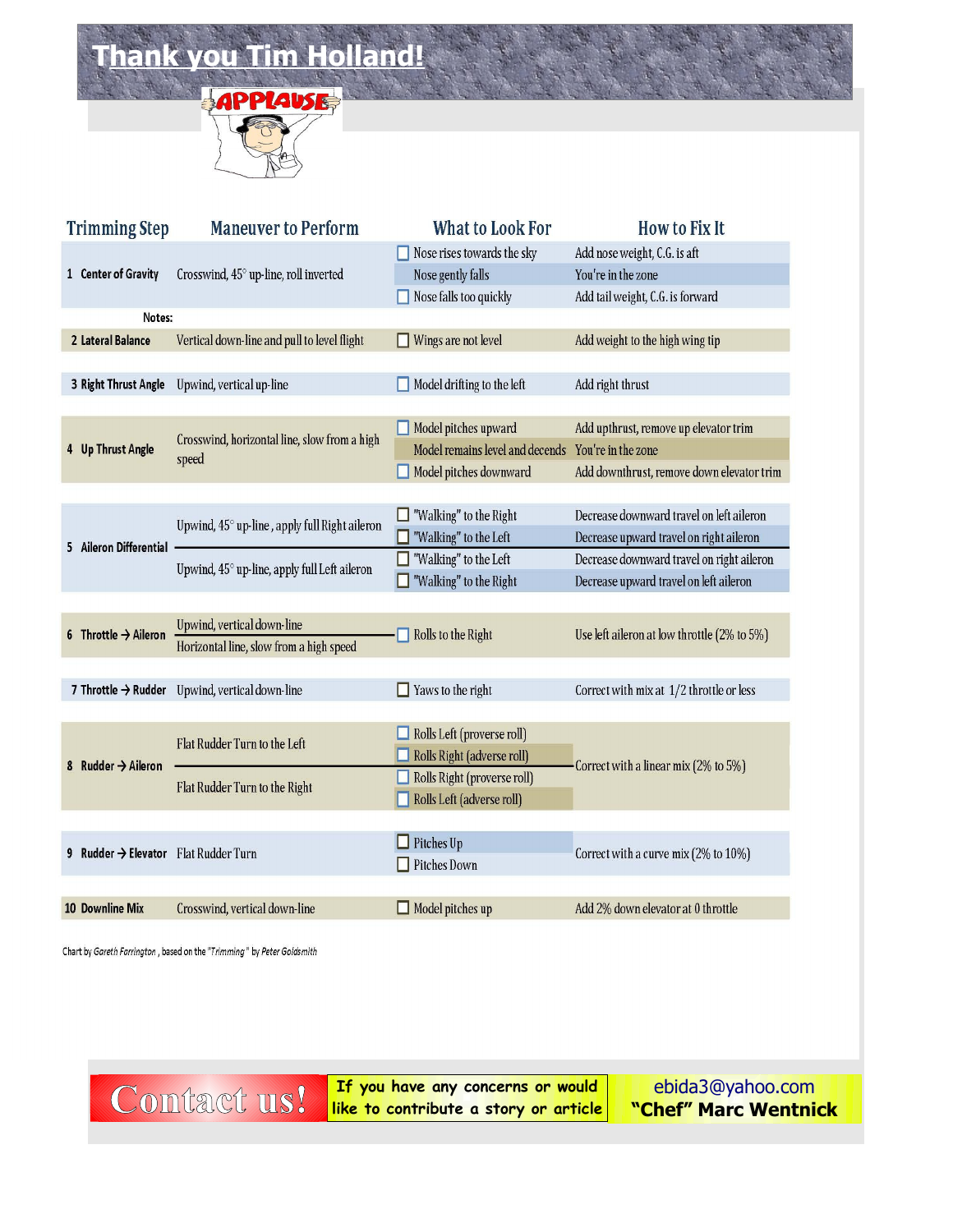# Thank you Tim Holland!

APPLAUSE

| Trimming Step | Maneuver to Perform | What to Look For | How to Fix It |
|---|---|---|---|
| 1 Center of Gravity | Crosswind, 45° up-line, roll inverted | ☐ Nose rises towards the sky | Add nose weight, C.G. is aft |
| | | Nose gently falls | You're in the zone |
| | | ☐ Nose falls too quickly | Add tail weight, C.G. is forward |
| Notes: | | | |
| 2 Lateral Balance | Vertical down-line and pull to level flight | ☐ Wings are not level | Add weight to the high wing tip |
| 3 Right Thrust Angle | Upwind, vertical up-line | ☐ Model drifting to the left | Add right thrust |
| 4 Up Thrust Angle | Crosswind, horizontal line, slow from a high speed | ☐ Model pitches upward | Add upthrust, remove up elevator trim |
| | | Model remains level and decends | You're in the zone |
| | | ☐ Model pitches downward | Add downthrust, remove down elevator trim |
| 5 Aileron Differential | Upwind, 45° up-line , apply full Right aileron | ☐ "Walking" to the Right | Decrease downward travel on left aileron |
| | | ☐ "Walking" to the Left | Decrease upward travel on right aileron |
| | Upwind, 45° up-line, apply full Left aileron | ☐ "Walking" to the Left | Decrease downward travel on right aileron |
| | | ☐ "Walking" to the Right | Decrease upward travel on left aileron |
| 6 Throttle → Aileron | Upwind, vertical down-line<br>Horizontal line, slow from a high speed | ☐ Rolls to the Right | Use left aileron at low throttle (2% to 5%) |
| 7 Throttle → Rudder | Upwind, vertical down-line | ☐ Yaws to the right | Correct with mix at 1/2 throttle or less |
| 8 Rudder → Aileron | Flat Rudder Turn to the Left | ☐ Rolls Left (proverse roll) | Correct with a linear mix (2% to 5%) |
| | | ☐ Rolls Right (adverse roll) | |
| | Flat Rudder Turn to the Right | ☐ Rolls Right (proverse roll) | |
| | | ☐ Rolls Left (adverse roll) | |
| 9 Rudder → Elevator | Flat Rudder Turn | ☐ Pitches Up | Correct with a curve mix (2% to 10%) |
| | | ☐ Pitches Down | |
| 10 Downline Mix | Crosswind, vertical down-line | ☐ Model pitches up | Add 2% down elevator at 0 throttle |

Chart by *Gareth Farrington* , based on the "*Trimming*" by *Peter Goldsmith*

**Contact us!** If you have any concerns or would like to contribute a story or article

ebida3@yahoo.com
**"Chef" Marc Wentnick**